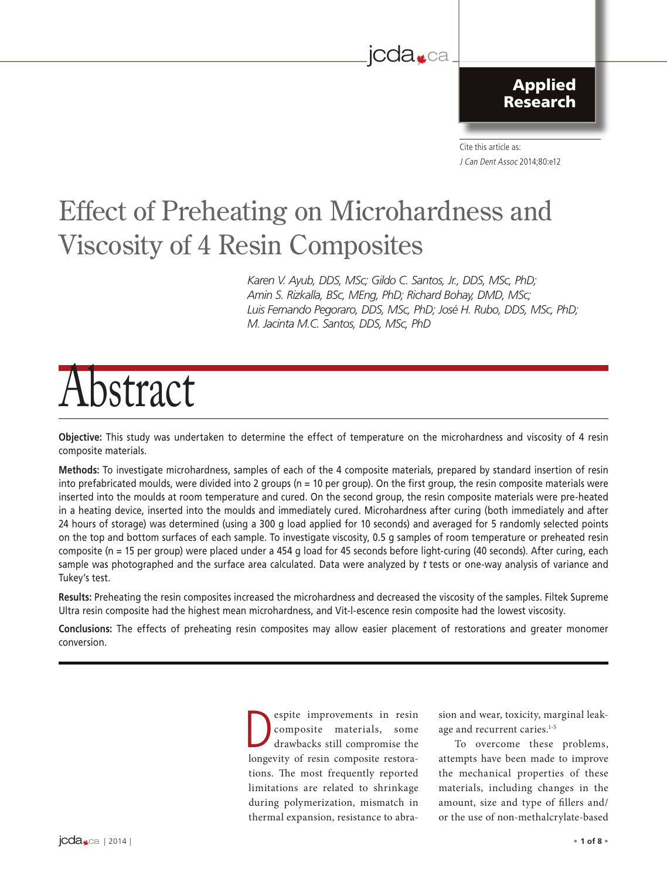Applied Research

Cite this article as:
*J Can Dent Assoc* 2014;80:e12

# Effect of Preheating on Microhardness and Viscosity of 4 Resin Composites

*Karen V. Ayub, DDS, MSc; Gildo C. Santos, Jr., DDS, MSc, PhD; Amin S. Rizkalla, BSc, MEng, PhD; Richard Bohay, DMD, MSc; Luis Fernando Pegoraro, DDS, MSc, PhD; José H. Rubo, DDS, MSc, PhD; M. Jacinta M.C. Santos, DDS, MSc, PhD*

## Abstract

**Objective:** This study was undertaken to determine the effect of temperature on the microhardness and viscosity of 4 resin composite materials.

**Methods:** To investigate microhardness, samples of each of the 4 composite materials, prepared by standard insertion of resin into prefabricated moulds, were divided into 2 groups (n = 10 per group). On the first group, the resin composite materials were inserted into the moulds at room temperature and cured. On the second group, the resin composite materials were pre-heated in a heating device, inserted into the moulds and immediately cured. Microhardness after curing (both immediately and after 24 hours of storage) was determined (using a 300 g load applied for 10 seconds) and averaged for 5 randomly selected points on the top and bottom surfaces of each sample. To investigate viscosity, 0.5 g samples of room temperature or preheated resin composite (n = 15 per group) were placed under a 454 g load for 45 seconds before light-curing (40 seconds). After curing, each sample was photographed and the surface area calculated. Data were analyzed by *t* tests or one-way analysis of variance and Tukey's test.

**Results:** Preheating the resin composites increased the microhardness and decreased the viscosity of the samples. Filtek Supreme Ultra resin composite had the highest mean microhardness, and Vit-l-escence resin composite had the lowest viscosity.

**Conclusions:** The effects of preheating resin composites may allow easier placement of restorations and greater monomer conversion.

Despite improvements in resin composite materials, some drawbacks still compromise the longevity of resin composite restorations. The most frequently reported limitations are related to shrinkage during polymerization, mismatch in thermal expansion, resistance to abrasion and wear, toxicity, marginal leakage and recurrent caries.[1-5]

To overcome these problems, attempts have been made to improve the mechanical properties of these materials, including changes in the amount, size and type of fillers and/or the use of non-methalcrylate-based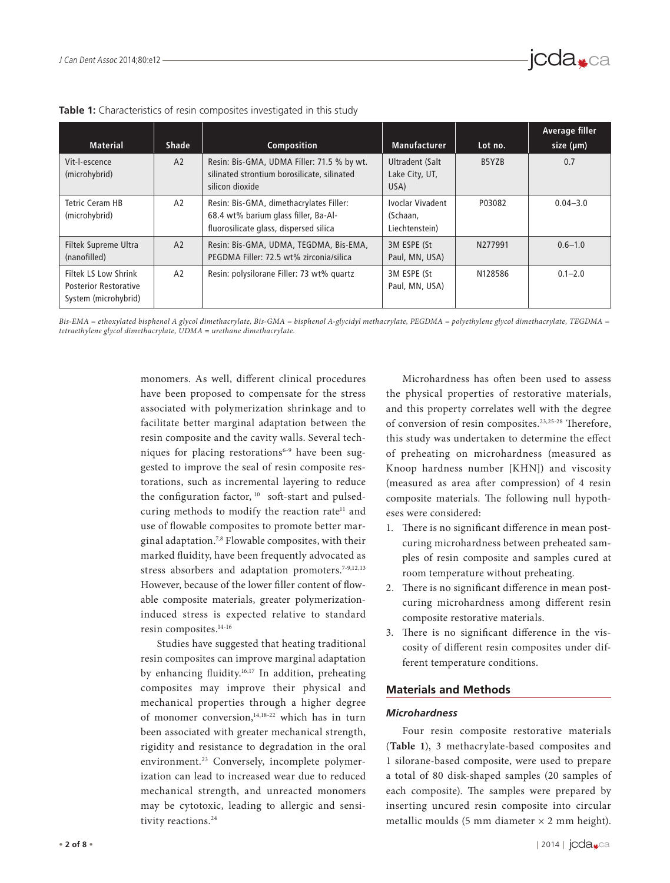**Table 1:** Characteristics of resin composites investigated in this study

| Material | Shade | Composition | Manufacturer | Lot no. | Average filler size (µm) |
|---|---|---|---|---|---|
| Vit-l-escence (microhybrid) | A2 | Resin: Bis-GMA, UDMA Filler: 71.5 % by wt. silinated strontium borosilicate, silinated silicon dioxide | Ultradent (Salt Lake City, UT, USA) | B5YZB | 0.7 |
| Tetric Ceram HB (microhybrid) | A2 | Resin: Bis-GMA, dimethacrylates Filler: 68.4 wt% barium glass filler, Ba-Al-fluorosilicate glass, dispersed silica | Ivoclar Vivadent (Schaan, Liechtenstein) | P03082 | 0.04–3.0 |
| Filtek Supreme Ultra (nanofilled) | A2 | Resin: Bis-GMA, UDMA, TEGDMA, Bis-EMA, PEGDMA Filler: 72.5 wt% zirconia/silica | 3M ESPE (St Paul, MN, USA) | N277991 | 0.6–1.0 |
| Filtek LS Low Shrink Posterior Restorative System (microhybrid) | A2 | Resin: polysilorane Filler: 73 wt% quartz | 3M ESPE (St Paul, MN, USA) | N128586 | 0.1–2.0 |

*Bis-EMA = ethoxylated bisphenol A glycol dimethacrylate, Bis-GMA = bisphenol A-glycidyl methacrylate, PEGDMA = polyethylene glycol dimethacrylate, TEGDMA = tetraethylene glycol dimethacrylate, UDMA = urethane dimethacrylate.*

monomers. As well, different clinical procedures have been proposed to compensate for the stress associated with polymerization shrinkage and to facilitate better marginal adaptation between the resin composite and the cavity walls. Several techniques for placing restorations[6-9] have been suggested to improve the seal of resin composite restorations, such as incremental layering to reduce the configuration factor,[10] soft-start and pulsed-curing methods to modify the reaction rate[11] and use of flowable composites to promote better marginal adaptation.[7,8] Flowable composites, with their marked fluidity, have been frequently advocated as stress absorbers and adaptation promoters.[7-9,12,13] However, because of the lower filler content of flowable composite materials, greater polymerization-induced stress is expected relative to standard resin composites.[14-16]

Studies have suggested that heating traditional resin composites can improve marginal adaptation by enhancing fluidity.[16,17] In addition, preheating composites may improve their physical and mechanical properties through a higher degree of monomer conversion,[14,18-22] which has in turn been associated with greater mechanical strength, rigidity and resistance to degradation in the oral environment.[23] Conversely, incomplete polymerization can lead to increased wear due to reduced mechanical strength, and unreacted monomers may be cytotoxic, leading to allergic and sensitivity reactions.[24]

Microhardness has often been used to assess the physical properties of restorative materials, and this property correlates well with the degree of conversion of resin composites.[23,25-28] Therefore, this study was undertaken to determine the effect of preheating on microhardness (measured as Knoop hardness number [KHN]) and viscosity (measured as area after compression) of 4 resin composite materials. The following null hypotheses were considered:

1. There is no significant difference in mean post-curing microhardness between preheated samples of resin composite and samples cured at room temperature without preheating.
2. There is no significant difference in mean post-curing microhardness among different resin composite restorative materials.
3. There is no significant difference in the viscosity of different resin composites under different temperature conditions.

## Materials and Methods

### Microhardness

Four resin composite restorative materials (**Table 1**), 3 methacrylate-based composites and 1 silorane-based composite, were used to prepare a total of 80 disk-shaped samples (20 samples of each composite). The samples were prepared by inserting uncured resin composite into circular metallic moulds (5 mm diameter × 2 mm height).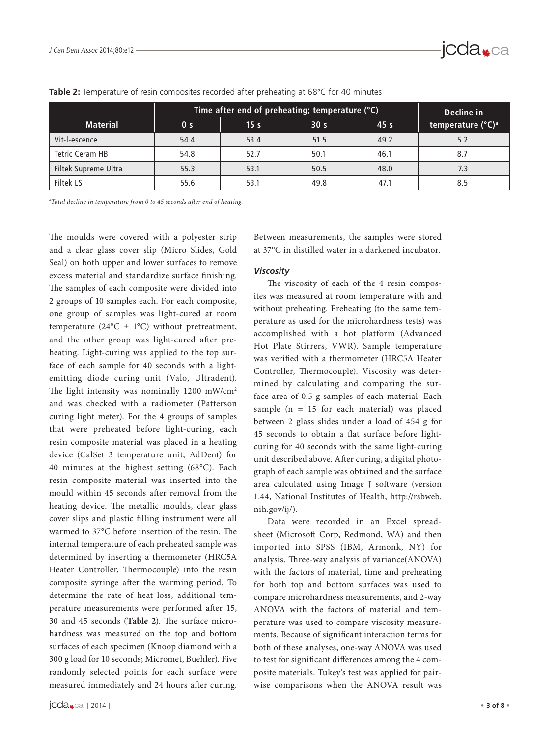**Table 2:** Temperature of resin composites recorded after preheating at 68°C for 40 minutes

| Material | Time after end of preheating; temperature (°C) | | | | Decline in temperature (°C)[a] |
|---|---|---|---|---|---|
| | 0 s | 15 s | 30 s | 45 s | |
| Vit-l-escence | 54.4 | 53.4 | 51.5 | 49.2 | 5.2 |
| Tetric Ceram HB | 54.8 | 52.7 | 50.1 | 46.1 | 8.7 |
| Filtek Supreme Ultra | 55.3 | 53.1 | 50.5 | 48.0 | 7.3 |
| Filtek LS | 55.6 | 53.1 | 49.8 | 47.1 | 8.5 |

[a]*Total decline in temperature from 0 to 45 seconds after end of heating.*

The moulds were covered with a polyester strip and a clear glass cover slip (Micro Slides, Gold Seal) on both upper and lower surfaces to remove excess material and standardize surface finishing. The samples of each composite were divided into 2 groups of 10 samples each. For each composite, one group of samples was light-cured at room temperature (24°C ± 1°C) without pretreatment, and the other group was light-cured after preheating. Light-curing was applied to the top surface of each sample for 40 seconds with a light-emitting diode curing unit (Valo, Ultradent). The light intensity was nominally 1200 mW/cm$^2$ and was checked with a radiometer (Patterson curing light meter). For the 4 groups of samples that were preheated before light-curing, each resin composite material was placed in a heating device (CalSet 3 temperature unit, AdDent) for 40 minutes at the highest setting (68°C). Each resin composite material was inserted into the mould within 45 seconds after removal from the heating device. The metallic moulds, clear glass cover slips and plastic filling instrument were all warmed to 37°C before insertion of the resin. The internal temperature of each preheated sample was determined by inserting a thermometer (HRC5A Heater Controller, Thermocouple) into the resin composite syringe after the warming period. To determine the rate of heat loss, additional temperature measurements were performed after 15, 30 and 45 seconds (**Table 2**). The surface microhardness was measured on the top and bottom surfaces of each specimen (Knoop diamond with a 300 g load for 10 seconds; Micromet, Buehler). Five randomly selected points for each surface were measured immediately and 24 hours after curing. Between measurements, the samples were stored at 37°C in distilled water in a darkened incubator.

### *Viscosity*

The viscosity of each of the 4 resin composites was measured at room temperature with and without preheating. Preheating (to the same temperature as used for the microhardness tests) was accomplished with a hot platform (Advanced Hot Plate Stirrers, VWR). Sample temperature was verified with a thermometer (HRC5A Heater Controller, Thermocouple). Viscosity was determined by calculating and comparing the surface area of 0.5 g samples of each material. Each sample (n = 15 for each material) was placed between 2 glass slides under a load of 454 g for 45 seconds to obtain a flat surface before light-curing for 40 seconds with the same light-curing unit described above. After curing, a digital photograph of each sample was obtained and the surface area calculated using Image J software (version 1.44, National Institutes of Health, http://rsbweb.nih.gov/ij/).

Data were recorded in an Excel spreadsheet (Microsoft Corp, Redmond, WA) and then imported into SPSS (IBM, Armonk, NY) for analysis. Three-way analysis of variance(ANOVA) with the factors of material, time and preheating for both top and bottom surfaces was used to compare microhardness measurements, and 2-way ANOVA with the factors of material and temperature was used to compare viscosity measurements. Because of significant interaction terms for both of these analyses, one-way ANOVA was used to test for significant differences among the 4 composite materials. Tukey's test was applied for pairwise comparisons when the ANOVA result was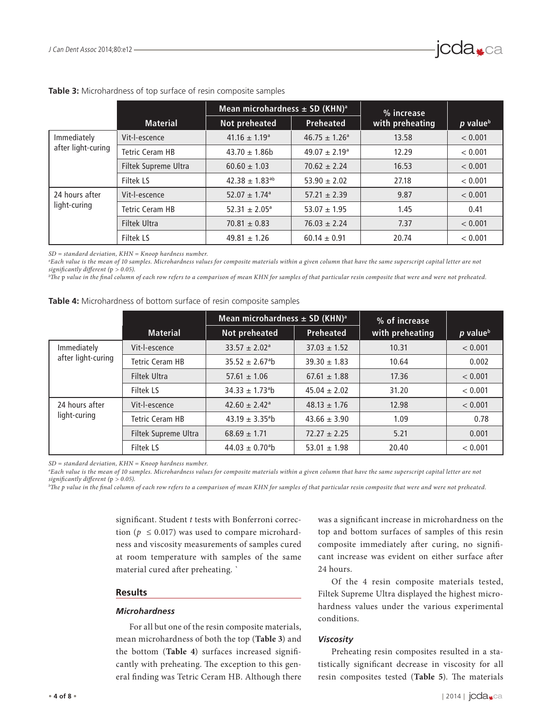**Table 3:** Microhardness of top surface of resin composite samples

| | Material | Mean microhardness ± SD (KHN)[a] | | % increase with preheating | p value[b] |
|---|---|---|---|---|---|
| | | Not preheated | Preheated | | |
| Immediately after light-curing | Vit-l-escence | 41.16 ± 1.19[a] | 46.75 ± 1.26[a] | 13.58 | < 0.001 |
| | Tetric Ceram HB | 43.70 ± 1.86b | 49.07 ± 2.19[a] | 12.29 | < 0.001 |
| | Filtek Supreme Ultra | 60.60 ± 1.03 | 70.62 ± 2.24 | 16.53 | < 0.001 |
| | Filtek LS | 42.38 ± 1.83[ab] | 53.90 ± 2.02 | 27.18 | < 0.001 |
| 24 hours after light-curing | Vit-l-escence | 52.07 ± 1.74[a] | 57.21 ± 2.39 | 9.87 | < 0.001 |
| | Tetric Ceram HB | 52.31 ± 2.05[a] | 53.07 ± 1.95 | 1.45 | 0.41 |
| | Filtek Ultra | 70.81 ± 0.83 | 76.03 ± 2.24 | 7.37 | < 0.001 |
| | Filtek LS | 49.81 ± 1.26 | 60.14 ± 0.91 | 20.74 | < 0.001 |

*SD = standard deviation, KHN = Knoop hardness number.*
[a]*Each value is the mean of 10 samples. Microhardness values for composite materials within a given column that have the same superscript capital letter are not significantly different (*p *> 0.05).*
[b]*The* p *value in the final column of each row refers to a comparison of mean KHN for samples of that particular resin composite that were and were not preheated.*

**Table 4:** Microhardness of bottom surface of resin composite samples

| | Material | Mean microhardness ± SD (KHN)[a] | | % of increase with preheating | p value[b] |
|---|---|---|---|---|---|
| | | Not preheated | Preheated | | |
| Immediately after light-curing | Vit-l-escence | 33.57 ± 2.02[a] | 37.03 ± 1.52 | 10.31 | < 0.001 |
| | Tetric Ceram HB | 35.52 ± 2.67[a]b | 39.30 ± 1.83 | 10.64 | 0.002 |
| | Filtek Ultra | 57.61 ± 1.06 | 67.61 ± 1.88 | 17.36 | < 0.001 |
| | Filtek LS | 34.33 ± 1.73[a]b | 45.04 ± 2.02 | 31.20 | < 0.001 |
| 24 hours after light-curing | Vit-l-escence | 42.60 ± 2.42[a] | 48.13 ± 1.76 | 12.98 | < 0.001 |
| | Tetric Ceram HB | 43.19 ± 3.35[a]b | 43.66 ± 3.90 | 1.09 | 0.78 |
| | Filtek Supreme Ultra | 68.69 ± 1.71 | 72.27 ± 2.25 | 5.21 | 0.001 |
| | Filtek LS | 44.03 ± 0.70[a]b | 53.01 ± 1.98 | 20.40 | < 0.001 |

*SD = standard deviation, KHN = Knoop hardness number.*
[a]*Each value is the mean of 10 samples. Microhardness values for composite materials within a given column that have the same superscript capital letter are not significantly different (*p *> 0.05).*
[b]*The* p *value in the final column of each row refers to a comparison of mean KHN for samples of that particular resin composite that were and were not preheated.*

significant. Student *t* tests with Bonferroni correction ($p \leq 0.017$) was used to compare microhardness and viscosity measurements of samples cured at room temperature with samples of the same material cured after preheating. `

## Results

### *Microhardness*

For all but one of the resin composite materials, mean microhardness of both the top (**Table 3**) and the bottom (**Table 4**) surfaces increased significantly with preheating. The exception to this general finding was Tetric Ceram HB. Although there was a significant increase in microhardness on the top and bottom surfaces of samples of this resin composite immediately after curing, no significant increase was evident on either surface after 24 hours.

Of the 4 resin composite materials tested, Filtek Supreme Ultra displayed the highest microhardness values under the various experimental conditions.

### *Viscosity*

Preheating resin composites resulted in a statistically significant decrease in viscosity for all resin composites tested (**Table 5**). The materials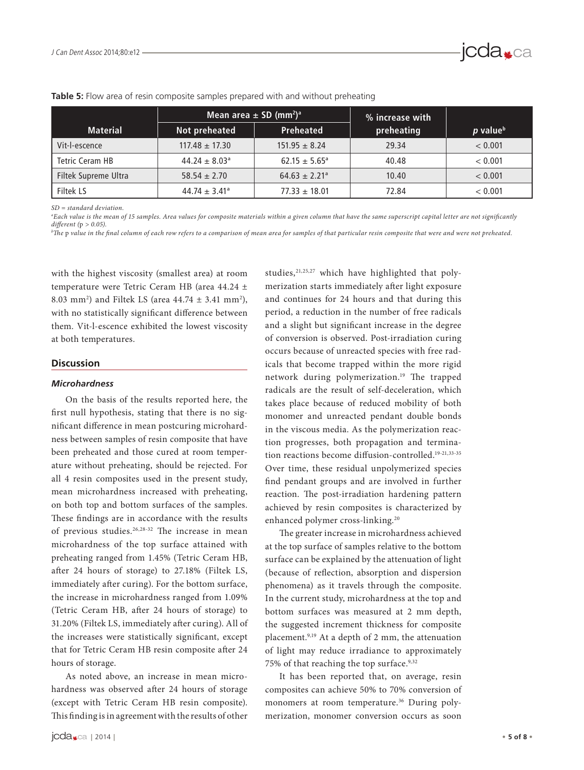**Table 5:** Flow area of resin composite samples prepared with and without preheating

| Material | Mean area ± SD (mm²)[a] | | % increase with preheating | *p* value[b] |
|---|---|---|---|---|
| | Not preheated | Preheated | | |
| Vit-l-escence | 117.48 ± 17.30 | 151.95 ± 8.24 | 29.34 | < 0.001 |
| Tetric Ceram HB | 44.24 ± 8.03[a] | 62.15 ± 5.65[a] | 40.48 | < 0.001 |
| Filtek Supreme Ultra | 58.54 ± 2.70 | 64.63 ± 2.21[a] | 10.40 | < 0.001 |
| Filtek LS | 44.74 ± 3.41[a] | 77.33 ± 18.01 | 72.84 | < 0.001 |

*SD = standard deviation.*

[a]*Each value is the mean of 15 samples. Area values for composite materials within a given column that have the same superscript capital letter are not significantly different* ($p > 0.05$).

[b]*The* p *value in the final column of each row refers to a comparison of mean area for samples of that particular resin composite that were and were not preheated.*

with the highest viscosity (smallest area) at room temperature were Tetric Ceram HB (area 44.24 ± 8.03 mm²) and Filtek LS (area 44.74 ± 3.41 mm²), with no statistically significant difference between them. Vit-l-escence exhibited the lowest viscosity at both temperatures.

## Discussion

### *Microhardness*

On the basis of the results reported here, the first null hypothesis, stating that there is no significant difference in mean postcuring microhardness between samples of resin composite that have been preheated and those cured at room temperature without preheating, should be rejected. For all 4 resin composites used in the present study, mean microhardness increased with preheating, on both top and bottom surfaces of the samples. These findings are in accordance with the results of previous studies.[26,28-32] The increase in mean microhardness of the top surface attained with preheating ranged from 1.45% (Tetric Ceram HB, after 24 hours of storage) to 27.18% (Filtek LS, immediately after curing). For the bottom surface, the increase in microhardness ranged from 1.09% (Tetric Ceram HB, after 24 hours of storage) to 31.20% (Filtek LS, immediately after curing). All of the increases were statistically significant, except that for Tetric Ceram HB resin composite after 24 hours of storage.

As noted above, an increase in mean microhardness was observed after 24 hours of storage (except with Tetric Ceram HB resin composite). This finding is in agreement with the results of other studies,[21,25,27] which have highlighted that polymerization starts immediately after light exposure and continues for 24 hours and that during this period, a reduction in the number of free radicals and a slight but significant increase in the degree of conversion is observed. Post-irradiation curing occurs because of unreacted species with free radicals that become trapped within the more rigid network during polymerization.[19] The trapped radicals are the result of self-deceleration, which takes place because of reduced mobility of both monomer and unreacted pendant double bonds in the viscous media. As the polymerization reaction progresses, both propagation and termination reactions become diffusion-controlled.[19-21,33-35] Over time, these residual unpolymerized species find pendant groups and are involved in further reaction. The post-irradiation hardening pattern achieved by resin composites is characterized by enhanced polymer cross-linking.[20]

The greater increase in microhardness achieved at the top surface of samples relative to the bottom surface can be explained by the attenuation of light (because of reflection, absorption and dispersion phenomena) as it travels through the composite. In the current study, microhardness at the top and bottom surfaces was measured at 2 mm depth, the suggested increment thickness for composite placement.[9,19] At a depth of 2 mm, the attenuation of light may reduce irradiance to approximately 75% of that reaching the top surface.[9,32]

It has been reported that, on average, resin composites can achieve 50% to 70% conversion of monomers at room temperature.[36] During polymerization, monomer conversion occurs as soon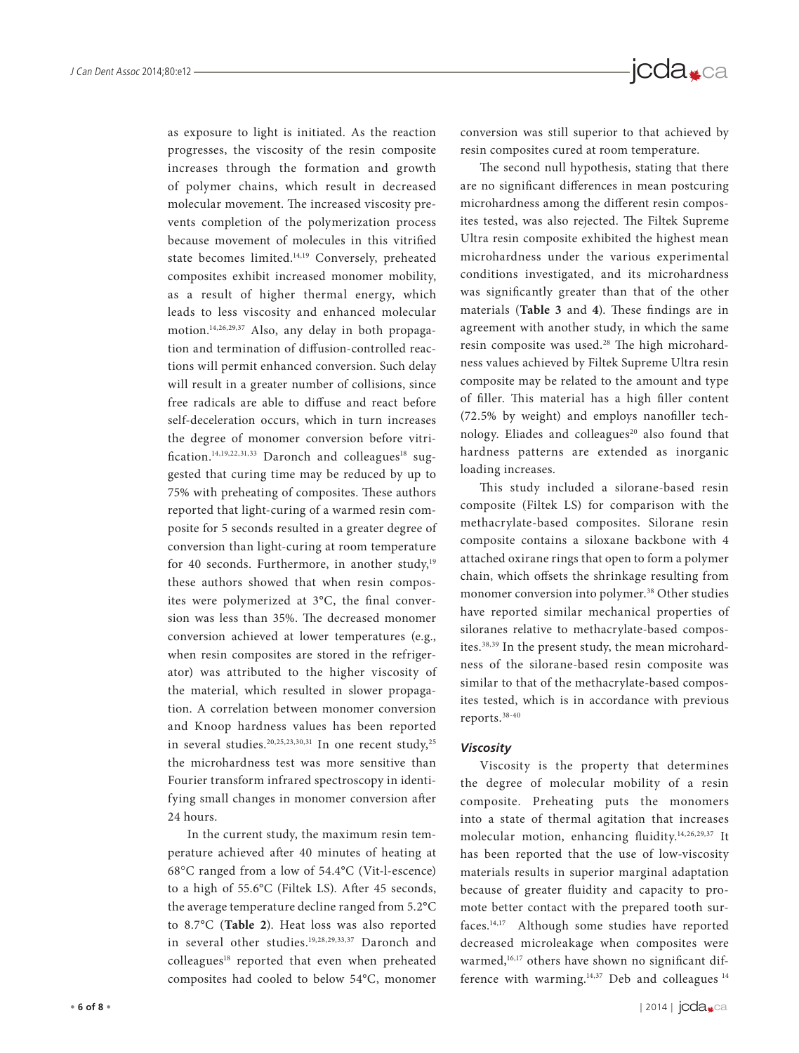as exposure to light is initiated. As the reaction progresses, the viscosity of the resin composite increases through the formation and growth of polymer chains, which result in decreased molecular movement. The increased viscosity prevents completion of the polymerization process because movement of molecules in this vitrified state becomes limited.[14,19] Conversely, preheated composites exhibit increased monomer mobility, as a result of higher thermal energy, which leads to less viscosity and enhanced molecular motion.[14,26,29,37] Also, any delay in both propagation and termination of diffusion-controlled reactions will permit enhanced conversion. Such delay will result in a greater number of collisions, since free radicals are able to diffuse and react before self-deceleration occurs, which in turn increases the degree of monomer conversion before vitrification.[14,19,22,31,33] Daronch and colleagues[18] suggested that curing time may be reduced by up to 75% with preheating of composites. These authors reported that light-curing of a warmed resin composite for 5 seconds resulted in a greater degree of conversion than light-curing at room temperature for 40 seconds. Furthermore, in another study,[19] these authors showed that when resin composites were polymerized at 3°C, the final conversion was less than 35%. The decreased monomer conversion achieved at lower temperatures (e.g., when resin composites are stored in the refrigerator) was attributed to the higher viscosity of the material, which resulted in slower propagation. A correlation between monomer conversion and Knoop hardness values has been reported in several studies.[20,25,23,30,31] In one recent study,[25] the microhardness test was more sensitive than Fourier transform infrared spectroscopy in identifying small changes in monomer conversion after 24 hours.

In the current study, the maximum resin temperature achieved after 40 minutes of heating at 68°C ranged from a low of 54.4°C (Vit-l-escence) to a high of 55.6°C (Filtek LS). After 45 seconds, the average temperature decline ranged from 5.2°C to 8.7°C (**Table 2**). Heat loss was also reported in several other studies.[19,28,29,33,37] Daronch and colleagues[18] reported that even when preheated composites had cooled to below 54°C, monomer conversion was still superior to that achieved by resin composites cured at room temperature.

The second null hypothesis, stating that there are no significant differences in mean postcuring microhardness among the different resin composites tested, was also rejected. The Filtek Supreme Ultra resin composite exhibited the highest mean microhardness under the various experimental conditions investigated, and its microhardness was significantly greater than that of the other materials (**Table 3** and **4**). These findings are in agreement with another study, in which the same resin composite was used.[28] The high microhardness values achieved by Filtek Supreme Ultra resin composite may be related to the amount and type of filler. This material has a high filler content (72.5% by weight) and employs nanofiller technology. Eliades and colleagues[20] also found that hardness patterns are extended as inorganic loading increases.

This study included a silorane-based resin composite (Filtek LS) for comparison with the methacrylate-based composites. Silorane resin composite contains a siloxane backbone with 4 attached oxirane rings that open to form a polymer chain, which offsets the shrinkage resulting from monomer conversion into polymer.[38] Other studies have reported similar mechanical properties of siloranes relative to methacrylate-based composites.[38,39] In the present study, the mean microhardness of the silorane-based resin composite was similar to that of the methacrylate-based composites tested, which is in accordance with previous reports.[38-40]

### *Viscosity*

Viscosity is the property that determines the degree of molecular mobility of a resin composite. Preheating puts the monomers into a state of thermal agitation that increases molecular motion, enhancing fluidity.[14,26,29,37] It has been reported that the use of low-viscosity materials results in superior marginal adaptation because of greater fluidity and capacity to promote better contact with the prepared tooth surfaces.[14,17] Although some studies have reported decreased microleakage when composites were warmed,[16,17] others have shown no significant difference with warming.[14,37] Deb and colleagues[14]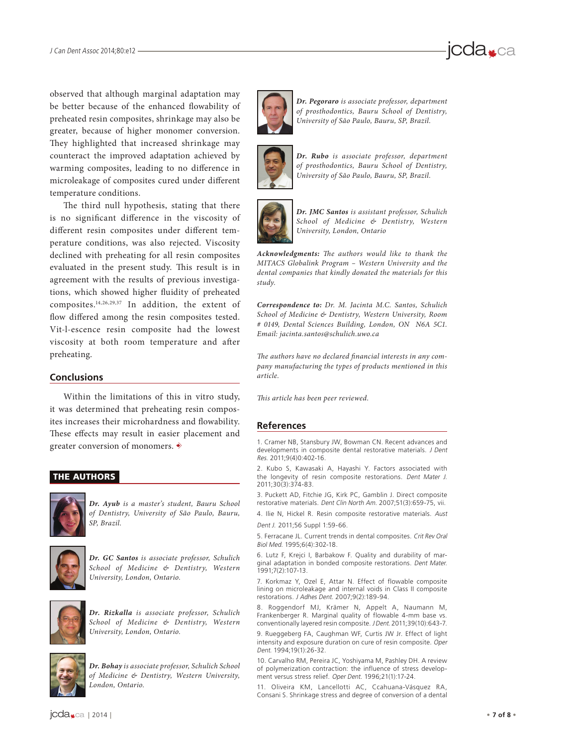observed that although marginal adaptation may be better because of the enhanced flowability of preheated resin composites, shrinkage may also be greater, because of higher monomer conversion. They highlighted that increased shrinkage may counteract the improved adaptation achieved by warming composites, leading to no difference in microleakage of composites cured under different temperature conditions.

The third null hypothesis, stating that there is no significant difference in the viscosity of different resin composites under different temperature conditions, was also rejected. Viscosity declined with preheating for all resin composites evaluated in the present study. This result is in agreement with the results of previous investigations, which showed higher fluidity of preheated composites.[14,26,29,37] In addition, the extent of flow differed among the resin composites tested. Vit-l-escence resin composite had the lowest viscosity at both room temperature and after preheating.

## Conclusions

Within the limitations of this in vitro study, it was determined that preheating resin composites increases their microhardness and flowability. These effects may result in easier placement and greater conversion of monomers.

## THE AUTHORS

***Dr. Ayub*** *is a master's student, Bauru School of Dentistry, University of São Paulo, Bauru, SP, Brazil.*

***Dr. GC Santos*** *is associate professor, Schulich School of Medicine & Dentistry, Western University, London, Ontario.*

***Dr. Rizkalla*** *is associate professor, Schulich School of Medicine & Dentistry, Western University, London, Ontario.*

***Dr. Bohay*** *is associate professor, Schulich School of Medicine & Dentistry, Western University, London, Ontario.*

***Dr. Pegoraro*** *is associate professor, department of prosthodontics, Bauru School of Dentistry, University of São Paulo, Bauru, SP, Brazil.*

***Dr. Rubo*** *is associate professor, department of prosthodontics, Bauru School of Dentistry, University of São Paulo, Bauru, SP, Brazil.*

***Dr. JMC Santos*** *is assistant professor, Schulich School of Medicine & Dentistry, Western University, London, Ontario*

***Acknowledgments:*** *The authors would like to thank the MITACS Globalink Program – Western University and the dental companies that kindly donated the materials for this study.*

***Correspondence to:*** *Dr. M. Jacinta M.C. Santos, Schulich School of Medicine & Dentistry, Western University, Room # 0149, Dental Sciences Building, London, ON N6A 5C1. Email: jacinta.santos@schulich.uwo.ca*

*The authors have no declared financial interests in any company manufacturing the types of products mentioned in this article.*

*This article has been peer reviewed.*

## References

1. Cramer NB, Stansbury JW, Bowman CN. Recent advances and developments in composite dental restorative materials. *J Dent Res.* 2011;9(4)0:402-16.

2. Kubo S, Kawasaki A, Hayashi Y. Factors associated with the longevity of resin composite restorations. *Dent Mater J.* 2011;30(3):374-83.

3. Puckett AD, Fitchie JG, Kirk PC, Gamblin J. Direct composite restorative materials. *Dent Clin North Am.* 2007;51(3):659-75, vii.

4. Ilie N, Hickel R. Resin composite restorative materials. *Aust Dent J.* 2011;56 Suppl 1:59-66.

5. Ferracane JL. Current trends in dental composites. *Crit Rev Oral Biol Med.* 1995;6(4):302-18.

6. Lutz F, Krejci I, Barbakow F. Quality and durability of marginal adaptation in bonded composite restorations. *Dent Mater.* 1991;7(2):107-13.

7. Korkmaz Y, Ozel E, Attar N. Effect of flowable composite lining on microleakage and internal voids in Class II composite restorations. *J Adhes Dent.* 2007;9(2):189-94.

8. Roggendorf MJ, Krämer N, Appelt A, Naumann M, Frankenberger R. Marginal quality of flowable 4-mm base vs. conventionally layered resin composite. *J Dent.* 2011;39(10):643-7.

9. Rueggeberg FA, Caughman WF, Curtis JW Jr. Effect of light intensity and exposure duration on cure of resin composite. *Oper Dent.* 1994;19(1):26-32.

10. Carvalho RM, Pereira JC, Yoshiyama M, Pashley DH. A review of polymerization contraction: the influence of stress development versus stress relief. *Oper Dent.* 1996;21(1):17-24.

11. Oliveira KM, Lancellotti AC, Ccahuana-Vásquez RA, Consani S. Shrinkage stress and degree of conversion of a dental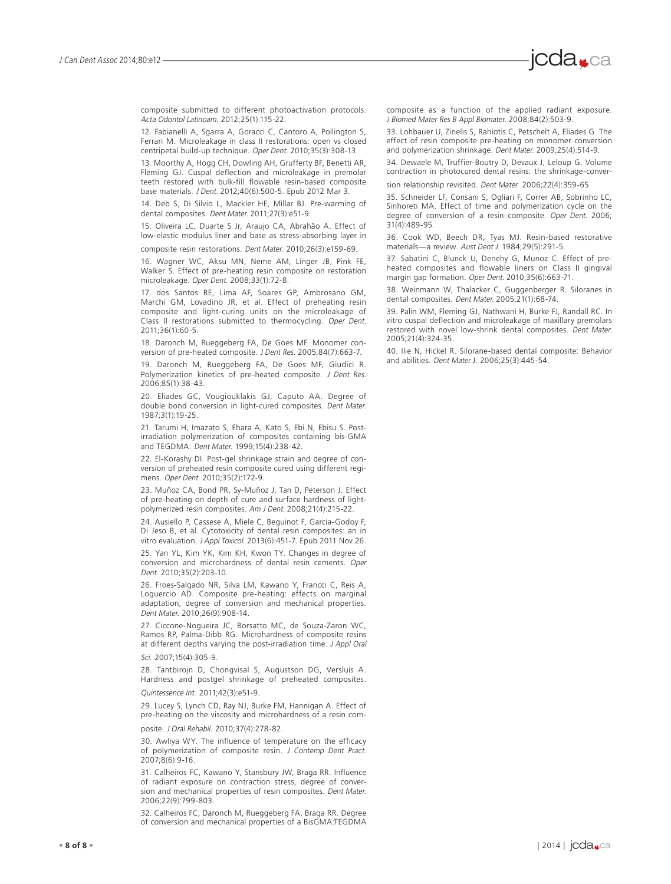composite submitted to different photoactivation protocols. *Acta Odontol Latinoam.* 2012;25(1):115-22.

12. Fabianelli A, Sgarra A, Goracci C, Cantoro A, Pollington S, Ferrari M. Microleakage in class II restorations: open vs closed centripetal build-up technique. *Oper Dent.* 2010;35(3):308-13.

13. Moorthy A, Hogg CH, Dowling AH, Grufferty BF, Benetti AR, Fleming GJ. Cuspal deflection and microleakage in premolar teeth restored with bulk-fill flowable resin-based composite base materials. *J Dent.* 2012;40(6):500-5. Epub 2012 Mar 3.

14. Deb S, Di Silvio L, Mackler HE, Millar BJ. Pre-warming of dental composites. *Dent Mater.* 2011;27(3):e51-9.

15. Oliveira LC, Duarte S Jr, Araujo CA, Abrahão A. Effect of low-elastic modulus liner and base as stress-absorbing layer in composite resin restorations. *Dent Mater.* 2010;26(3):e159-69.

16. Wagner WC, Aksu MN, Neme AM, Linger JB, Pink FE, Walker S. Effect of pre-heating resin composite on restoration microleakage. *Oper Dent.* 2008;33(1):72-8.

17. dos Santos RE, Lima AF, Soares GP, Ambrosano GM, Marchi GM, Lovadino JR, et al. Effect of preheating resin composite and light-curing units on the microleakage of Class II restorations submitted to thermocycling. *Oper Dent.* 2011;36(1):60-5.

18. Daronch M, Rueggeberg FA, De Goes MF. Monomer conversion of pre-heated composite. *J Dent Res.* 2005;84(7):663-7.

19. Daronch M, Rueggeberg FA, De Goes MF, Giudici R. Polymerization kinetics of pre-heated composite. *J Dent Res.* 2006;85(1):38-43.

20. Eliades GC, Vougiouklakis GJ, Caputo AA. Degree of double bond conversion in light-cured composites. *Dent Mater.* 1987;3(1):19-25.

21. Tarumi H, Imazato S, Ehara A, Kato S, Ebi N, Ebisu S. Post-irradiation polymerization of composites containing bis-GMA and TEGDMA. *Dent Mater.* 1999;15(4):238-42.

22. El-Korashy DI. Post-gel shrinkage strain and degree of conversion of preheated resin composite cured using different regimens. *Oper Dent.* 2010;35(2):172-9.

23. Muñoz CA, Bond PR, Sy-Muñoz J, Tan D, Peterson J. Effect of pre-heating on depth of cure and surface hardness of light-polymerized resin composites. *Am J Dent.* 2008;21(4):215-22.

24. Ausiello P, Cassese A, Miele C, Beguinot F, Garcia-Godoy F, Di Jeso B, et al. Cytotoxicity of dental resin composites: an in vitro evaluation. *J Appl Toxicol.* 2013(6):451-7. Epub 2011 Nov 26.

25. Yan YL, Kim YK, Kim KH, Kwon TY. Changes in degree of conversion and microhardness of dental resin cements. *Oper Dent.* 2010;35(2):203-10.

26. Froes-Salgado NR, Silva LM, Kawano Y, Francci C, Reis A, Loguercio AD. Composite pre-heating: effects on marginal adaptation, degree of conversion and mechanical properties. *Dent Mater.* 2010;26(9):908-14.

27. Ciccone-Nogueira JC, Borsatto MC, de Souza-Zaron WC, Ramos RP, Palma-Dibb RG. Microhardness of composite resins at different depths varying the post-irradiation time. *J Appl Oral Sci.* 2007;15(4):305-9.

28. Tantbirojn D, Chongvisal S, Augustson DG, Versluis A. Hardness and postgel shrinkage of preheated composites. *Quintessence Int.* 2011;42(3):e51-9.

29. Lucey S, Lynch CD, Ray NJ, Burke FM, Hannigan A. Effect of pre-heating on the viscosity and microhardness of a resin composite. *J Oral Rehabil.* 2010;37(4):278-82.

30. Awliya WY. The influence of temperature on the efficacy of polymerization of composite resin. *J Contemp Dent Pract.* 2007;8(6):9-16.

31. Calheiros FC, Kawano Y, Stansbury JW, Braga RR. Influence of radiant exposure on contraction stress, degree of conversion and mechanical properties of resin composites. *Dent Mater.* 2006;22(9):799-803.

32. Calheiros FC, Daronch M, Rueggeberg FA, Braga RR. Degree of conversion and mechanical properties of a BisGMA:TEGDMA composite as a function of the applied radiant exposure. *J Biomed Mater Res B Appl Biomater.* 2008;84(2):503-9.

33. Lohbauer U, Zinelis S, Rahiotis C, Petschelt A, Eliades G. The effect of resin composite pre-heating on monomer conversion and polymerization shrinkage. *Dent Mater.* 2009;25(4):514-9.

34. Dewaele M, Truffier-Boutry D, Devaux J, Leloup G. Volume contraction in photocured dental resins: the shrinkage-conversion relationship revisited. *Dent Mater.* 2006;22(4):359-65.

35. Schneider LF, Consani S, Ogliari F, Correr AB, Sobrinho LC, Sinhoreti MA. Effect of time and polymerization cycle on the degree of conversion of a resin composite. *Oper Dent.* 2006; 31(4):489-95.

36. Cook WD, Beech DR, Tyas MJ. Resin-based restorative materials—a review. *Aust Dent J.* 1984;29(5):291-5.

37. Sabatini C, Blunck U, Denehy G, Munoz C. Effect of pre-heated composites and flowable liners on Class II gingival margin gap formation. *Oper Dent.* 2010;35(6):663-71.

38. Weinmann W, Thalacker C, Guggenberger R. Siloranes in dental composites. *Dent Mater.* 2005;21(1):68-74.

39. Palin WM, Fleming GJ, Nathwani H, Burke FJ, Randall RC. In vitro cuspal deflection and microleakage of maxillary premolars restored with novel low-shrink dental composites. *Dent Mater.* 2005;21(4):324-35.

40. Ilie N, Hickel R. Silorane-based dental composite: Behavior and abilities. *Dent Mater* J. 2006;25(3):445-54.